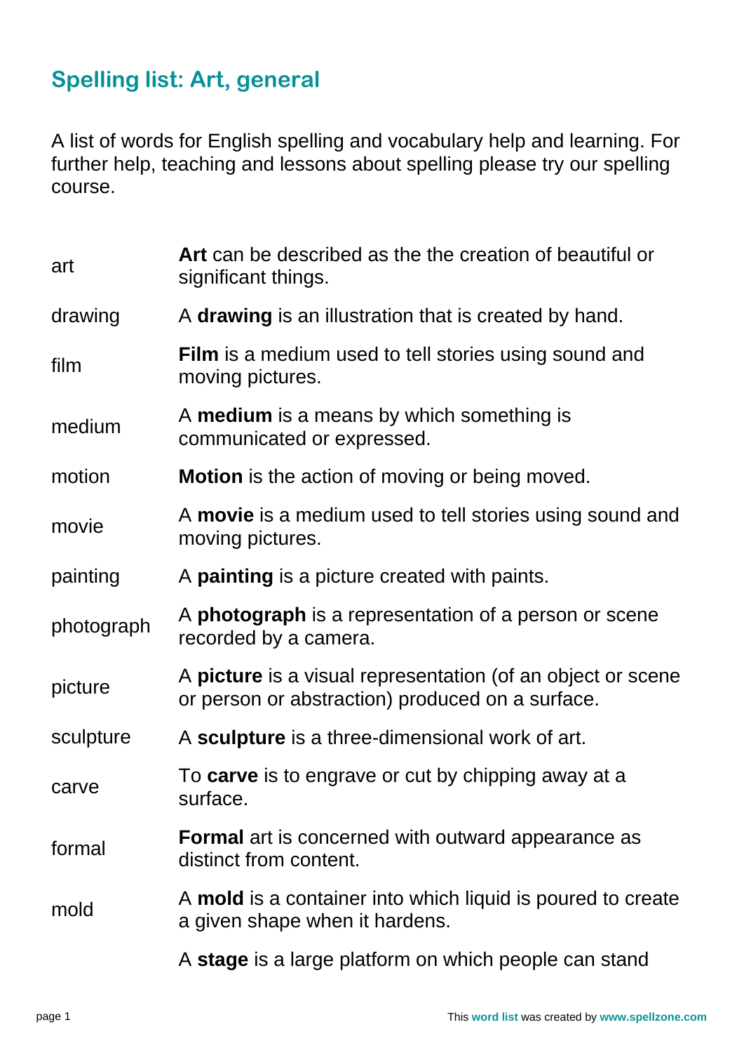## Spelling list: Art, general

A list of words for English spelling and vocabulary help and learning. For further help, teaching and lessons about spelling please try our spelling course.

| | |
|---|---|
| art | **Art** can be described as the the creation of beautiful or significant things. |
| drawing | A **drawing** is an illustration that is created by hand. |
| film | **Film** is a medium used to tell stories using sound and moving pictures. |
| medium | A **medium** is a means by which something is communicated or expressed. |
| motion | **Motion** is the action of moving or being moved. |
| movie | A **movie** is a medium used to tell stories using sound and moving pictures. |
| painting | A **painting** is a picture created with paints. |
| photograph | A **photograph** is a representation of a person or scene recorded by a camera. |
| picture | A **picture** is a visual representation (of an object or scene or person or abstraction) produced on a surface. |
| sculpture | A **sculpture** is a three-dimensional work of art. |
| carve | To **carve** is to engrave or cut by chipping away at a surface. |
| formal | **Formal** art is concerned with outward appearance as distinct from content. |
| mold | A **mold** is a container into which liquid is poured to create a given shape when it hardens. |
| | A **stage** is a large platform on which people can stand |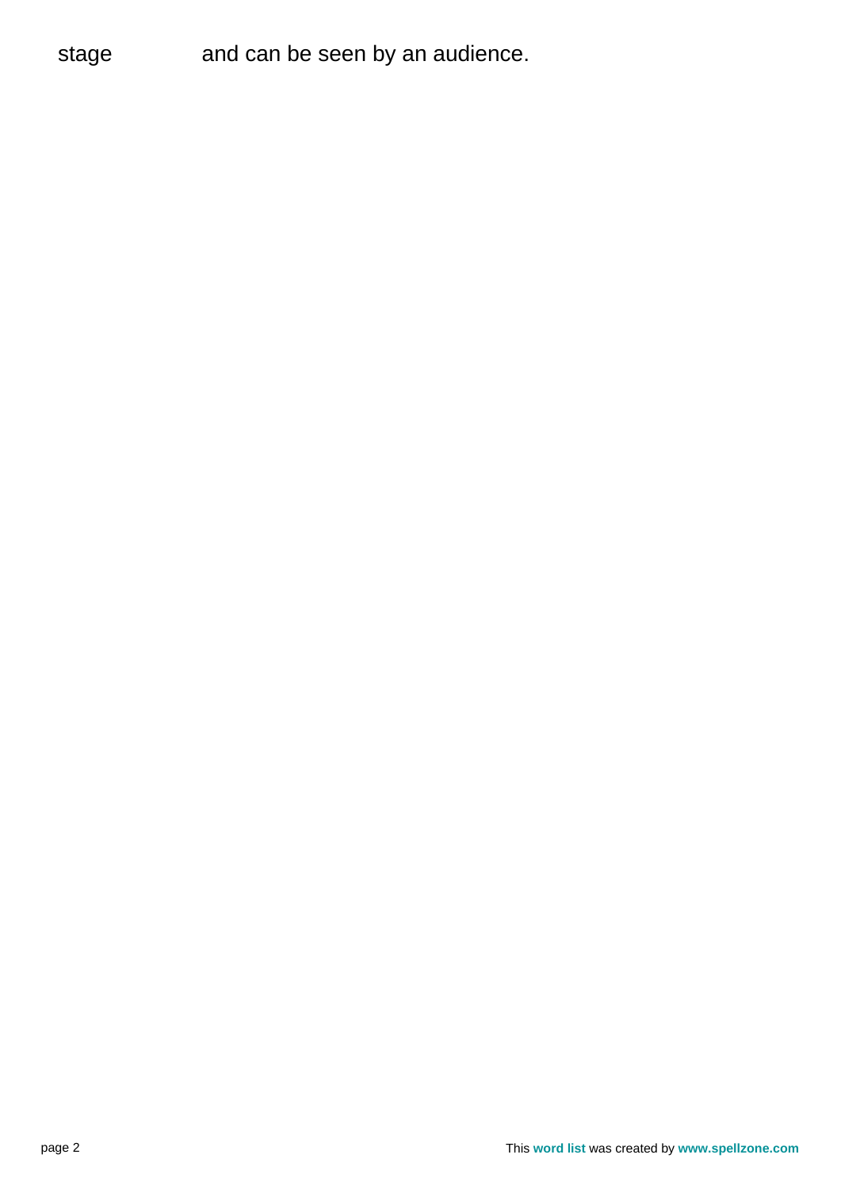| | |
|---|---|
| stage | and can be seen by an audience. |